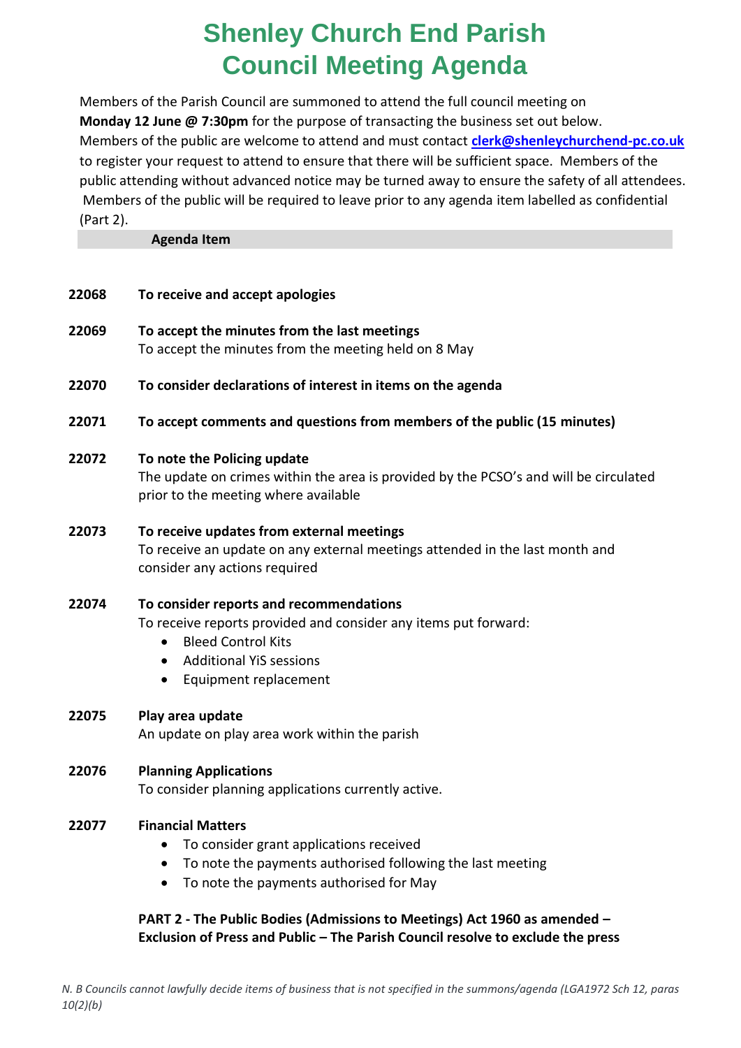# Shenley Church End Parish Council Meeting Agenda

Members of the Parish Council are summoned to attend the full council meeting on **Monday 12 June @ 7:30pm** for the purpose of transacting the business set out below. Members of the public are welcome to attend and must contact **clerk@shenleychurchend-pc.co.uk** to register your request to attend to ensure that there will be sufficient space. Members of the public attending without advanced notice may be turned away to ensure the safety of all attendees. Members of the public will be required to leave prior to any agenda item labelled as confidential (Part 2).

| | **Agenda Item** |
|---|---|
| **22068** | **To receive and accept apologies** |
| **22069** | **To accept the minutes from the last meetings**<br>To accept the minutes from the meeting held on 8 May |
| **22070** | **To consider declarations of interest in items on the agenda** |
| **22071** | **To accept comments and questions from members of the public (15 minutes)** |
| **22072** | **To note the Policing update**<br>The update on crimes within the area is provided by the PCSO's and will be circulated prior to the meeting where available |
| **22073** | **To receive updates from external meetings**<br>To receive an update on any external meetings attended in the last month and consider any actions required |
| **22074** | **To consider reports and recommendations**<br>To receive reports provided and consider any items put forward:<br>• Bleed Control Kits<br>• Additional YiS sessions<br>• Equipment replacement |
| **22075** | **Play area update**<br>An update on play area work within the parish |
| **22076** | **Planning Applications**<br>To consider planning applications currently active. |
| **22077** | **Financial Matters**<br>• To consider grant applications received<br>• To note the payments authorised following the last meeting<br>• To note the payments authorised for May |
| | **PART 2 - The Public Bodies (Admissions to Meetings) Act 1960 as amended – Exclusion of Press and Public – The Parish Council resolve to exclude the press** |

*N. B Councils cannot lawfully decide items of business that is not specified in the summons/agenda (LGA1972 Sch 12, paras 10(2)(b)*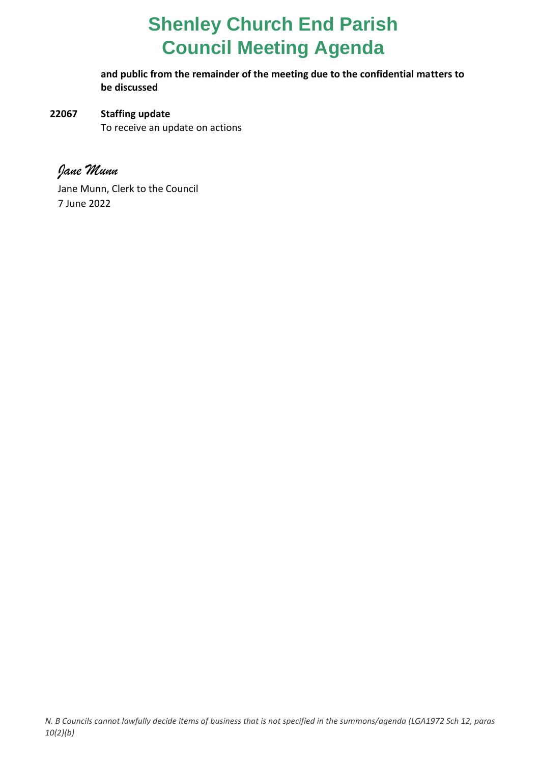**and public from the remainder of the meeting due to the confidential matters to be discussed**

**22067** **Staffing update**

To receive an update on actions

*Jane Munn*

Jane Munn, Clerk to the Council
7 June 2022

*N. B Councils cannot lawfully decide items of business that is not specified in the summons/agenda (LGA1972 Sch 12, paras 10(2)(b)*